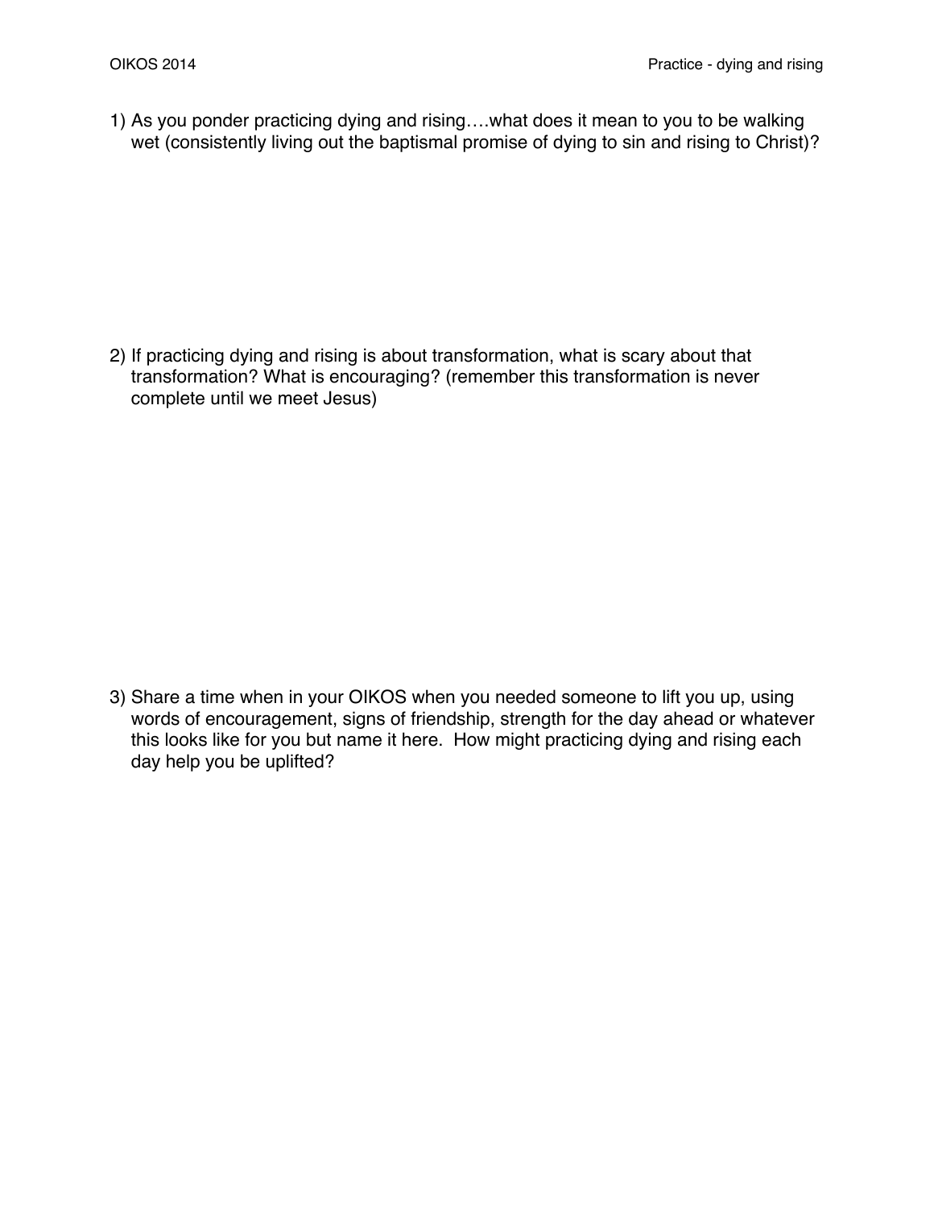1) As you ponder practicing dying and rising….what does it mean to you to be walking wet (consistently living out the baptismal promise of dying to sin and rising to Christ)?

2) If practicing dying and rising is about transformation, what is scary about that transformation? What is encouraging? (remember this transformation is never complete until we meet Jesus)

3) Share a time when in your OIKOS when you needed someone to lift you up, using words of encouragement, signs of friendship, strength for the day ahead or whatever this looks like for you but name it here. How might practicing dying and rising each day help you be uplifted?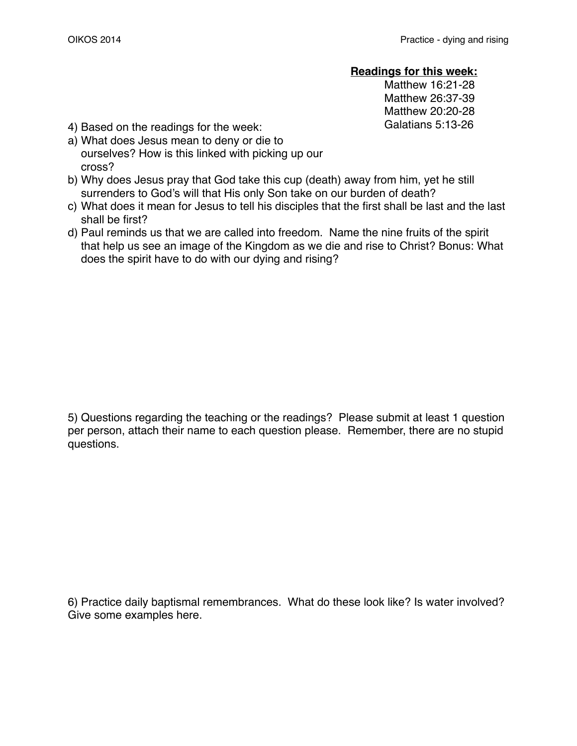**Readings for this week:**

Matthew 16:21-28
Matthew 26:37-39
Matthew 20:20-28
Galatians 5:13-26

4) Based on the readings for the week:

a) What does Jesus mean to deny or die to ourselves? How is this linked with picking up our cross?

b) Why does Jesus pray that God take this cup (death) away from him, yet he still surrenders to God's will that His only Son take on our burden of death?

c) What does it mean for Jesus to tell his disciples that the first shall be last and the last shall be first?

d) Paul reminds us that we are called into freedom. Name the nine fruits of the spirit that help us see an image of the Kingdom as we die and rise to Christ? Bonus: What does the spirit have to do with our dying and rising?

5) Questions regarding the teaching or the readings? Please submit at least 1 question per person, attach their name to each question please. Remember, there are no stupid questions.

6) Practice daily baptismal remembrances. What do these look like? Is water involved? Give some examples here.